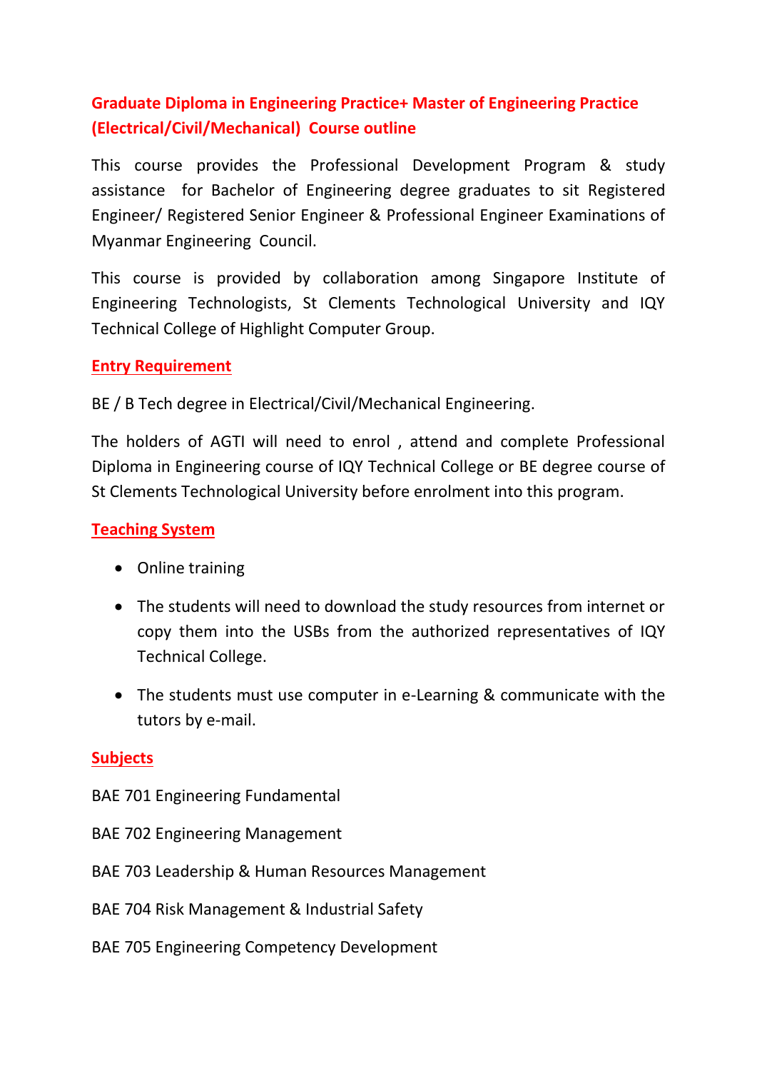# Graduate Diploma in Engineering Practice+ Master of Engineering Practice (Electrical/Civil/Mechanical) Course outline

This course provides the Professional Development Program & study assistance for Bachelor of Engineering degree graduates to sit Registered Engineer/ Registered Senior Engineer & Professional Engineer Examinations of Myanmar Engineering Council.

This course is provided by collaboration among Singapore Institute of Engineering Technologists, St Clements Technological University and IQY Technical College of Highlight Computer Group.

## Entry Requirement

BE / B Tech degree in Electrical/Civil/Mechanical Engineering.

The holders of AGTI will need to enrol , attend and complete Professional Diploma in Engineering course of IQY Technical College or BE degree course of St Clements Technological University before enrolment into this program.

## Teaching System

- Online training
- The students will need to download the study resources from internet or copy them into the USBs from the authorized representatives of IQY Technical College.
- The students must use computer in e-Learning & communicate with the tutors by e-mail.

## Subjects

BAE 701 Engineering Fundamental

BAE 702 Engineering Management

BAE 703 Leadership & Human Resources Management

BAE 704 Risk Management & Industrial Safety

BAE 705 Engineering Competency Development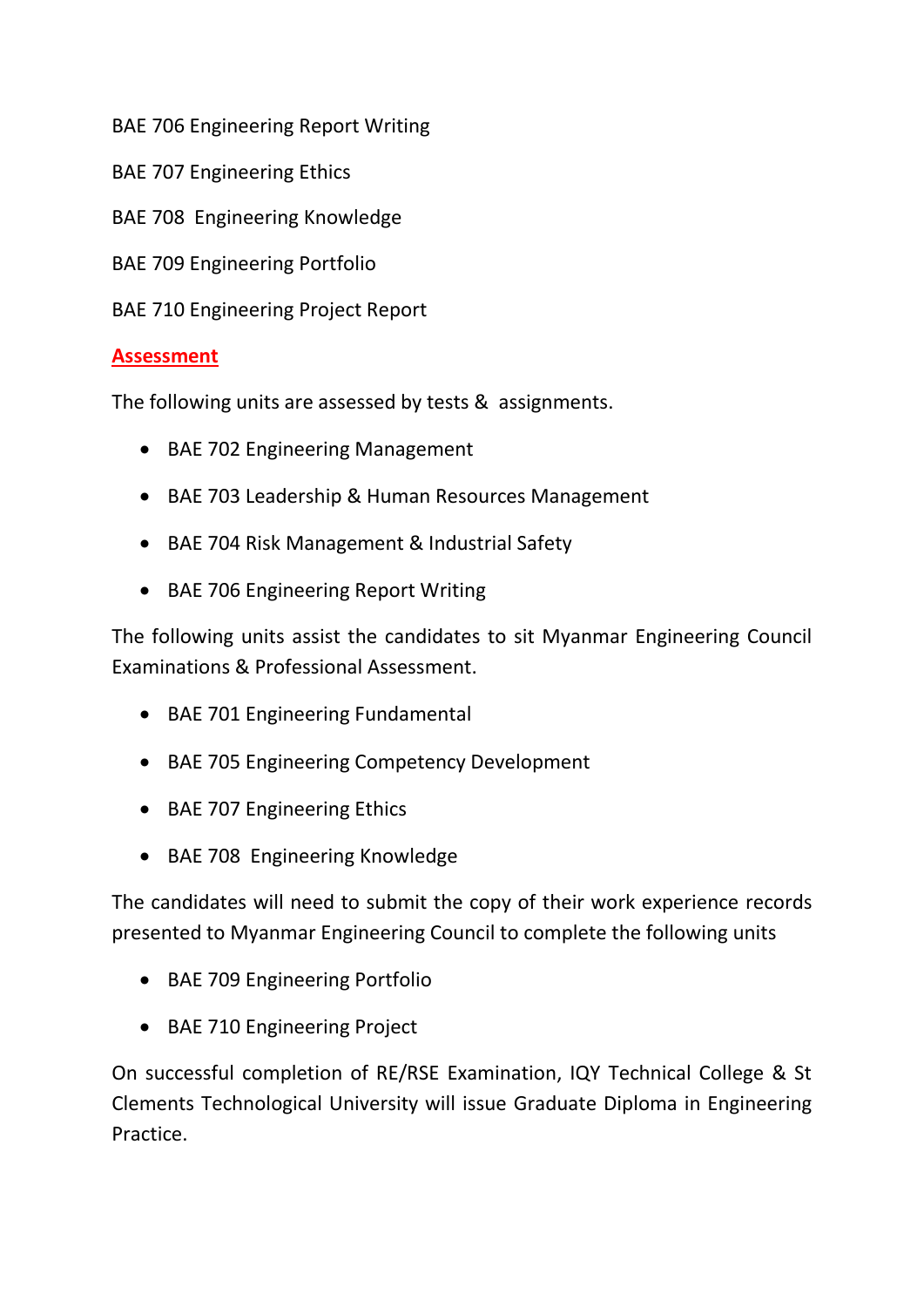BAE 706 Engineering Report Writing

BAE 707 Engineering Ethics

BAE 708 Engineering Knowledge

BAE 709 Engineering Portfolio

BAE 710 Engineering Project Report

**Assessment**

The following units are assessed by tests & assignments.

- BAE 702 Engineering Management
- BAE 703 Leadership & Human Resources Management
- BAE 704 Risk Management & Industrial Safety
- BAE 706 Engineering Report Writing

The following units assist the candidates to sit Myanmar Engineering Council Examinations & Professional Assessment.

- BAE 701 Engineering Fundamental
- BAE 705 Engineering Competency Development
- BAE 707 Engineering Ethics
- BAE 708 Engineering Knowledge

The candidates will need to submit the copy of their work experience records presented to Myanmar Engineering Council to complete the following units

- BAE 709 Engineering Portfolio
- BAE 710 Engineering Project

On successful completion of RE/RSE Examination, IQY Technical College & St Clements Technological University will issue Graduate Diploma in Engineering Practice.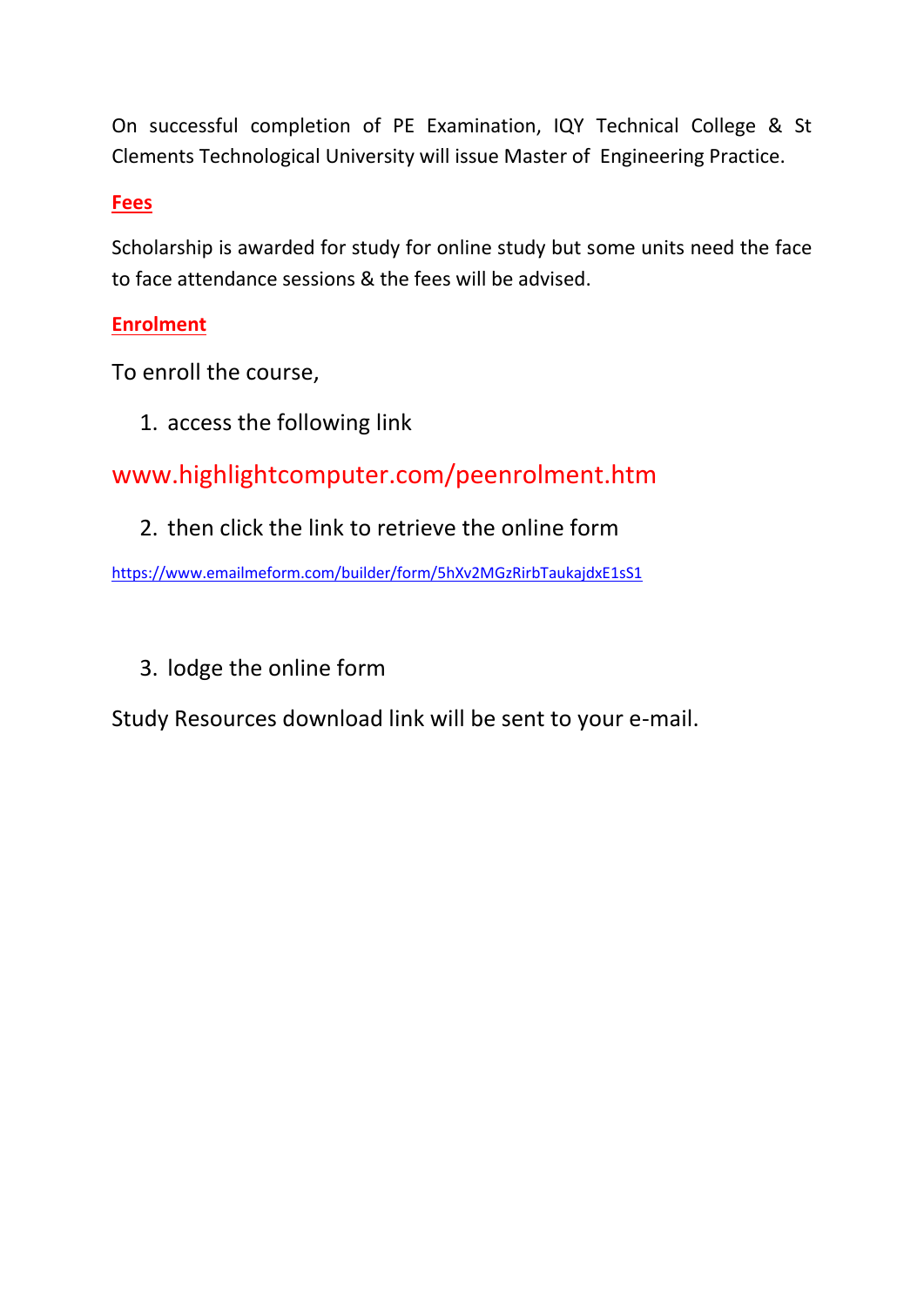On successful completion of PE Examination, IQY Technical College & St Clements Technological University will issue Master of Engineering Practice.

## Fees

Scholarship is awarded for study for online study but some units need the face to face attendance sessions & the fees will be advised.

## Enrolment

To enroll the course,

1. access the following link

www.highlightcomputer.com/peenrolment.htm

2. then click the link to retrieve the online form

https://www.emailmeform.com/builder/form/5hXv2MGzRirbTaukajdxE1sS1

3. lodge the online form

Study Resources download link will be sent to your e-mail.